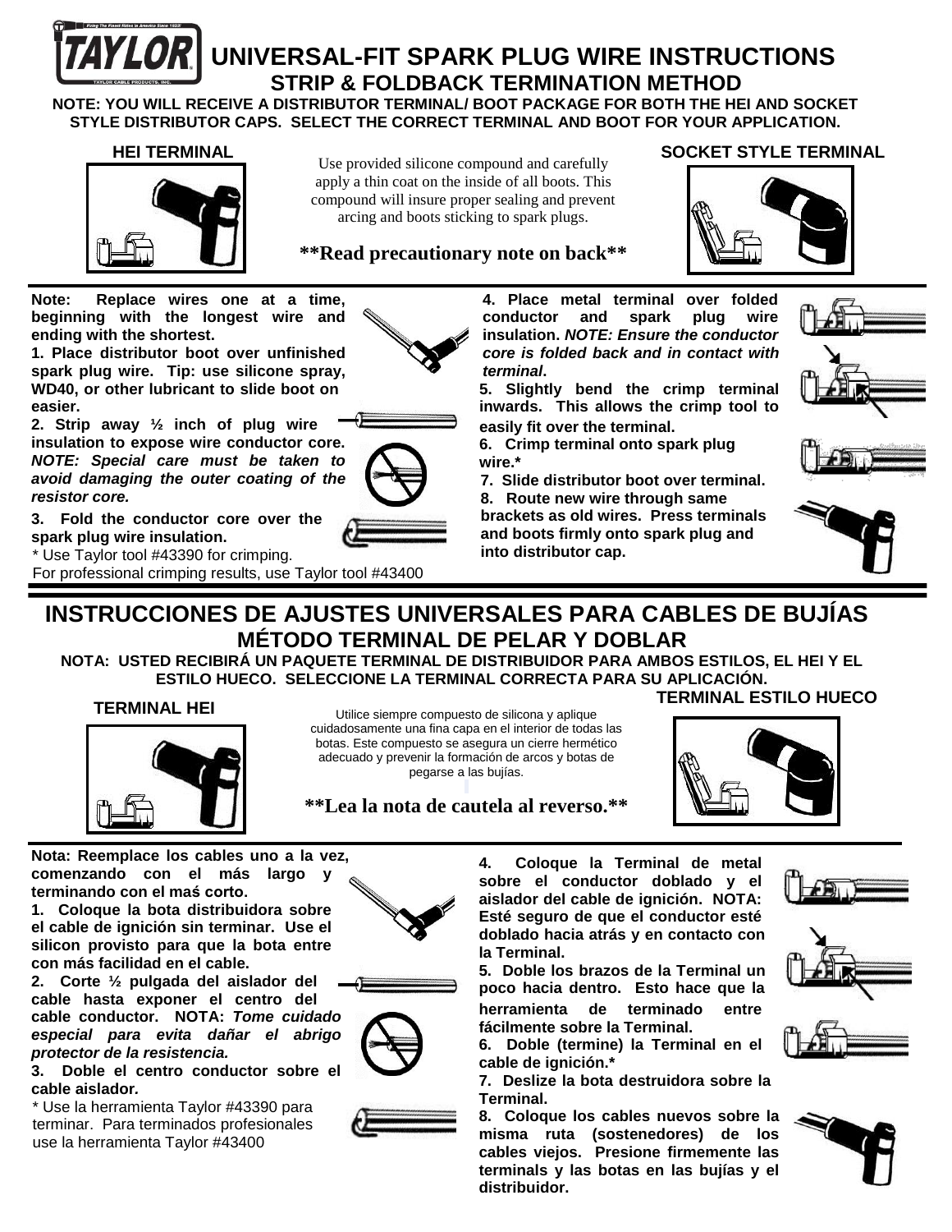# UNIVERSAL-FIT SPARK PLUG WIRE INSTRUCTIONS

## STRIP & FOLDBACK TERMINATION METHOD

**NOTE: YOU WILL RECEIVE A DISTRIBUTOR TERMINAL/ BOOT PACKAGE FOR BOTH THE HEI AND SOCKET STYLE DISTRIBUTOR CAPS. SELECT THE CORRECT TERMINAL AND BOOT FOR YOUR APPLICATION.**

**HEI TERMINAL**

Use provided silicone compound and carefully apply a thin coat on the inside of all boots. This compound will insure proper sealing and prevent arcing and boots sticking to spark plugs.

**\*\*Read precautionary note on back\*\***

**SOCKET STYLE TERMINAL**

**Note: Replace wires one at a time, beginning with the longest wire and ending with the shortest.**

**1. Place distributor boot over unfinished spark plug wire. Tip: use silicone spray, WD40, or other lubricant to slide boot on easier.**

**2. Strip away ½ inch of plug wire insulation to expose wire conductor core.** ***NOTE: Special care must be taken to avoid damaging the outer coating of the resistor core.***

**3. Fold the conductor core over the spark plug wire insulation.**

\* Use Taylor tool #43390 for crimping.
For professional crimping results, use Taylor tool #43400

**4. Place metal terminal over folded conductor and spark plug wire insulation.** ***NOTE: Ensure the conductor core is folded back and in contact with terminal*.**

**5. Slightly bend the crimp terminal inwards. This allows the crimp tool to easily fit over the terminal.**

**6. Crimp terminal onto spark plug wire.\***

**7. Slide distributor boot over terminal.**

**8. Route new wire through same brackets as old wires. Press terminals and boots firmly onto spark plug and into distributor cap.**

---

# INSTRUCCIONES DE AJUSTES UNIVERSALES PARA CABLES DE BUJÍAS

## MÉTODO TERMINAL DE PELAR Y DOBLAR

**NOTA: USTED RECIBIRÁ UN PAQUETE TERMINAL DE DISTRIBUIDOR PARA AMBOS ESTILOS, EL HEI Y EL ESTILO HUECO. SELECCIONE LA TERMINAL CORRECTA PARA SU APLICACIÓN.**

**TERMINAL HEI**

Utilice siempre compuesto de silicona y aplique cuidadosamente una fina capa en el interior de todas las botas. Este compuesto se asegura un cierre hermético adecuado y prevenir la formación de arcos y botas de pegarse a las bujías.

**\*\*Lea la nota de cautela al reverso.\*\***

**TERMINAL ESTILO HUECO**

**Nota: Reemplace los cables uno a la vez, comenzando con el más largo y terminando con el maś corto.**

**1. Coloque la bota distribuidora sobre el cable de ignición sin terminar. Use el silicon provisto para que la bota entre con más facilidad en el cable.**

**2. Corte ½ pulgada del aislador del cable hasta exponer el centro del cable conductor. NOTA:** ***Tome cuidado especial para evita dañar el abrigo protector de la resistencia.***

**3. Doble el centro conductor sobre el cable aislador.**

\* Use la herramienta Taylor #43390 para terminar. Para terminados profesionales use la herramienta Taylor #43400

**4. Coloque la Terminal de metal sobre el conductor doblado y el aislador del cable de ignición. NOTA: Esté seguro de que el conductor esté doblado hacia atrás y en contacto con la Terminal.**

**5. Doble los brazos de la Terminal un poco hacia dentro. Esto hace que la herramienta de terminado entre fácilmente sobre la Terminal.**

**6. Doble (termine) la Terminal en el cable de ignición.\***

**7. Deslize la bota destruidora sobre la Terminal.**

**8. Coloque los cables nuevos sobre la misma ruta (sostenedores) de los cables viejos. Presione firmemente las terminals y las botas en las bujías y el distribuidor.**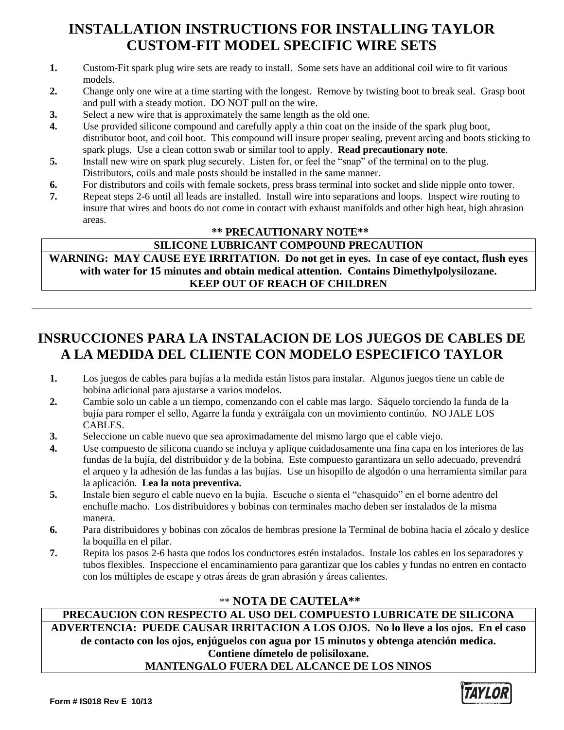# INSTALLATION INSTRUCTIONS FOR INSTALLING TAYLOR CUSTOM-FIT MODEL SPECIFIC WIRE SETS

1. Custom-Fit spark plug wire sets are ready to install. Some sets have an additional coil wire to fit various models.
2. Change only one wire at a time starting with the longest. Remove by twisting boot to break seal. Grasp boot and pull with a steady motion. DO NOT pull on the wire.
3. Select a new wire that is approximately the same length as the old one.
4. Use provided silicone compound and carefully apply a thin coat on the inside of the spark plug boot, distributor boot, and coil boot. This compound will insure proper sealing, prevent arcing and boots sticking to spark plugs. Use a clean cotton swab or similar tool to apply. **Read precautionary note**.
5. Install new wire on spark plug securely. Listen for, or feel the "snap" of the terminal on to the plug. Distributors, coils and male posts should be installed in the same manner.
6. For distributors and coils with female sockets, press brass terminal into socket and slide nipple onto tower.
7. Repeat steps 2-6 until all leads are installed. Install wire into separations and loops. Inspect wire routing to insure that wires and boots do not come in contact with exhaust manifolds and other high heat, high abrasion areas.

**\*\* PRECAUTIONARY NOTE\*\***

| SILICONE LUBRICANT COMPOUND PRECAUTION |
|---|
| **WARNING: MAY CAUSE EYE IRRITATION. Do not get in eyes. In case of eye contact, flush eyes with water for 15 minutes and obtain medical attention. Contains Dimethylpolysilozane. KEEP OUT OF REACH OF CHILDREN** |

---

# INSRUCCIONES PARA LA INSTALACION DE LOS JUEGOS DE CABLES DE A LA MEDIDA DEL CLIENTE CON MODELO ESPECIFICO TAYLOR

1. Los juegos de cables para bujías a la medida están listos para instalar. Algunos juegos tiene un cable de bobina adicional para ajustarse a varios modelos.
2. Cambie solo un cable a un tiempo, comenzando con el cable mas largo. Sáquelo torciendo la funda de la bujía para romper el sello, Agarre la funda y extráigala con un movimiento continúo. NO JALE LOS CABLES.
3. Seleccione un cable nuevo que sea aproximadamente del mismo largo que el cable viejo.
4. Use compuesto de silicona cuando se incluya y aplique cuidadosamente una fina capa en los interiores de las fundas de la bujía, del distribuidor y de la bobina. Este compuesto garantizara un sello adecuado, prevendrá el arqueo y la adhesión de las fundas a las bujías. Use un hisopillo de algodón o una herramienta similar para la aplicación. **Lea la nota preventiva.**
5. Instale bien seguro el cable nuevo en la bujía. Escuche o sienta el "chasquido" en el borne adentro del enchufle macho. Los distribuidores y bobinas con terminales macho deben ser instalados de la misma manera.
6. Para distribuidores y bobinas con zócalos de hembras presione la Terminal de bobina hacia el zócalo y deslice la boquilla en el pilar.
7. Repita los pasos 2-6 hasta que todos los conductores estén instalados. Instale los cables en los separadores y tubos flexibles. Inspeccione el encaminamiento para garantizar que los cables y fundas no entren en contacto con los múltiples de escape y otras áreas de gran abrasión y áreas calientes.

**\*\* NOTA DE CAUTELA\*\***

| PRECAUCION CON RESPECTO AL USO DEL COMPUESTO LUBRICATE DE SILICONA |
|---|
| **ADVERTENCIA: PUEDE CAUSAR IRRITACION A LOS OJOS. No lo lleve a los ojos. En el caso de contacto con los ojos, enjúguelos con agua por 15 minutos y obtenga atención medica. Contiene dímetelo de polisiloxane. MANTENGALO FUERA DEL ALCANCE DE LOS NINOS** |

**Form # IS018 Rev E 10/13**

TAYLOR